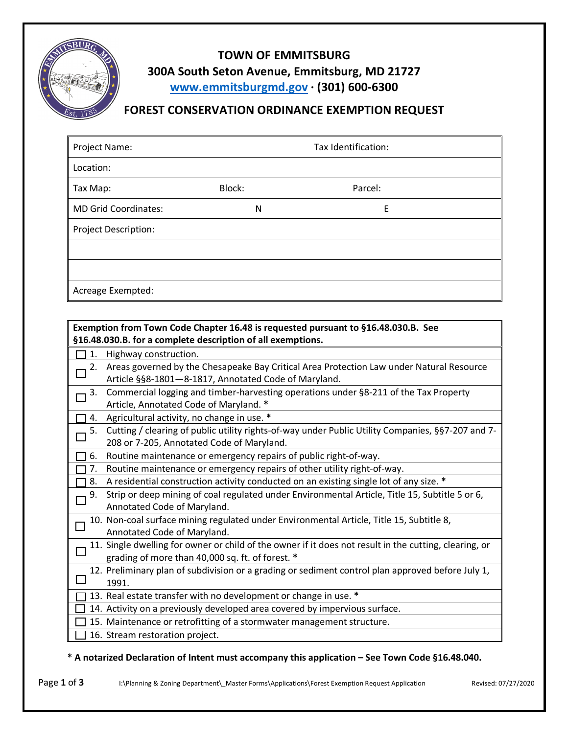# TOWN OF EMMITSBURG

**300A South Seton Avenue, Emmitsburg, MD 21727**

**[www.emmitsburgmd.gov](http://www.emmitsburgmd.gov) · (301) 600-6300**

## FOREST CONSERVATION ORDINANCE EXEMPTION REQUEST

| Project Name: | | Tax Identification: |
|---|---|---|
| Location: | | |
| Tax Map: | Block: | Parcel: |
| MD Grid Coordinates: | N | E |
| Project Description: | | |
| | | |
| | | |
| Acreage Exempted: | | |

| **Exemption from Town Code Chapter 16.48 is requested pursuant to §16.48.030.B. See §16.48.030.B. for a complete description of all exemptions.** |
|---|
| ☐ 1. Highway construction. |
| ☐ 2. Areas governed by the Chesapeake Bay Critical Area Protection Law under Natural Resource Article §§8-1801—8-1817, Annotated Code of Maryland. |
| ☐ 3. Commercial logging and timber-harvesting operations under §8-211 of the Tax Property Article, Annotated Code of Maryland. * |
| ☐ 4. Agricultural activity, no change in use. * |
| ☐ 5. Cutting / clearing of public utility rights-of-way under Public Utility Companies, §§7-207 and 7-208 or 7-205, Annotated Code of Maryland. |
| ☐ 6. Routine maintenance or emergency repairs of public right-of-way. |
| ☐ 7. Routine maintenance or emergency repairs of other utility right-of-way. |
| ☐ 8. A residential construction activity conducted on an existing single lot of any size. * |
| ☐ 9. Strip or deep mining of coal regulated under Environmental Article, Title 15, Subtitle 5 or 6, Annotated Code of Maryland. |
| ☐ 10. Non-coal surface mining regulated under Environmental Article, Title 15, Subtitle 8, Annotated Code of Maryland. |
| ☐ 11. Single dwelling for owner or child of the owner if it does not result in the cutting, clearing, or grading of more than 40,000 sq. ft. of forest. * |
| ☐ 12. Preliminary plan of subdivision or a grading or sediment control plan approved before July 1, 1991. |
| ☐ 13. Real estate transfer with no development or change in use. * |
| ☐ 14. Activity on a previously developed area covered by impervious surface. |
| ☐ 15. Maintenance or retrofitting of a stormwater management structure. |
| ☐ 16. Stream restoration project. |

**\* A notarized Declaration of Intent must accompany this application – See Town Code §16.48.040.**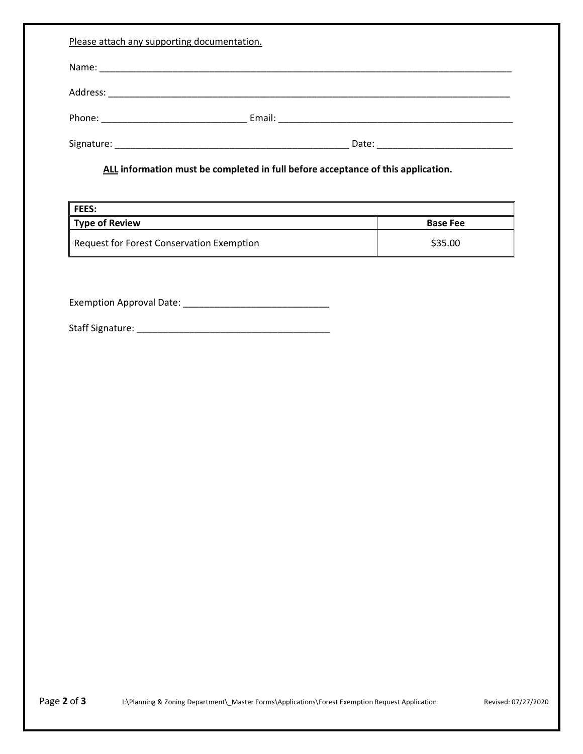Please attach any supporting documentation.

Name: ____________________________________________________________________________

Address: __________________________________________________________________________

Phone: ___________________________ Email: ____________________________________________

Signature: ___________________________________________ Date: _________________________

**ALL information must be completed in full before acceptance of this application.**

| **FEES:** | |
|---|---|
| **Type of Review** | **Base Fee** |
| Request for Forest Conservation Exemption | $35.00 |

Exemption Approval Date: ___________________________

Staff Signature: ____________________________________